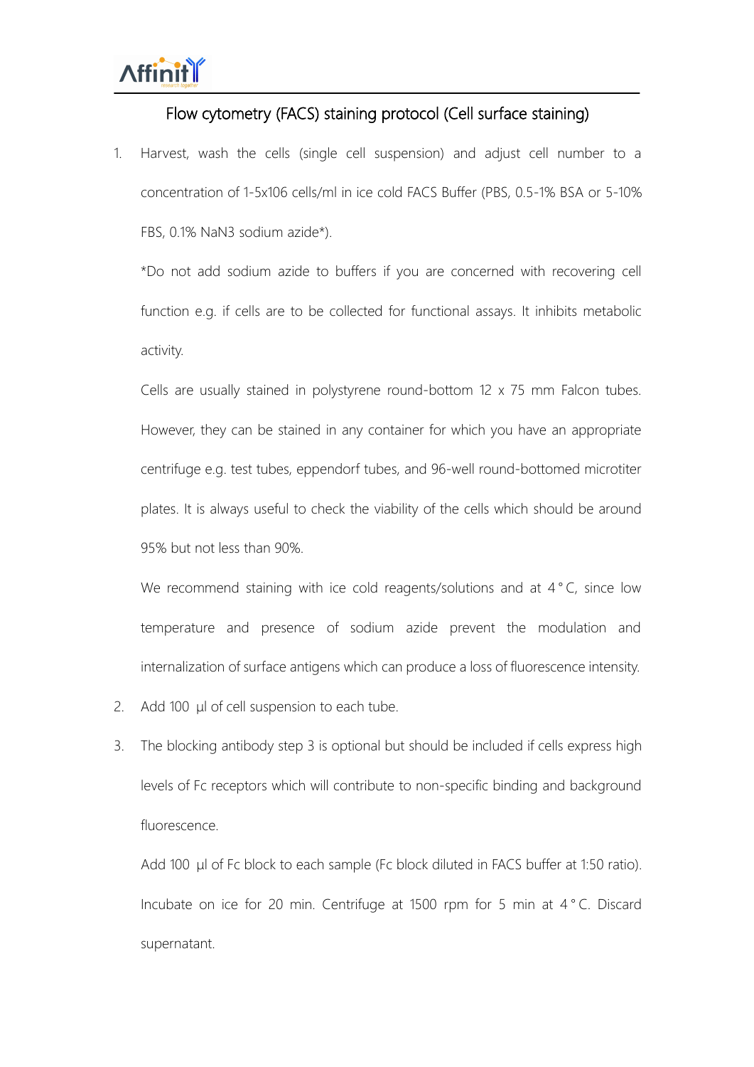# Flow cytometry (FACS) staining protocol (Cell surface staining)

1. Harvest, wash the cells (single cell suspension) and adjust cell number to a concentration of 1-5x106 cells/ml in ice cold FACS Buffer (PBS, 0.5-1% BSA or 5-10% FBS, 0.1% $NaN_3$ sodium azide*).

   *Do not add sodium azide to buffers if you are concerned with recovering cell function e.g. if cells are to be collected for functional assays. It inhibits metabolic activity.

   Cells are usually stained in polystyrene round-bottom 12 x 75 mm Falcon tubes. However, they can be stained in any container for which you have an appropriate centrifuge e.g. test tubes, eppendorf tubes, and 96-well round-bottomed microtiter plates. It is always useful to check the viability of the cells which should be around 95% but not less than 90%.

   We recommend staining with ice cold reagents/solutions and at 4°C, since low temperature and presence of sodium azide prevent the modulation and internalization of surface antigens which can produce a loss of fluorescence intensity.

2. Add 100 µl of cell suspension to each tube.

3. The blocking antibody step 3 is optional but should be included if cells express high levels of Fc receptors which will contribute to non-specific binding and background fluorescence.

   Add 100 µl of Fc block to each sample (Fc block diluted in FACS buffer at 1:50 ratio). Incubate on ice for 20 min. Centrifuge at 1500 rpm for 5 min at 4°C. Discard supernatant.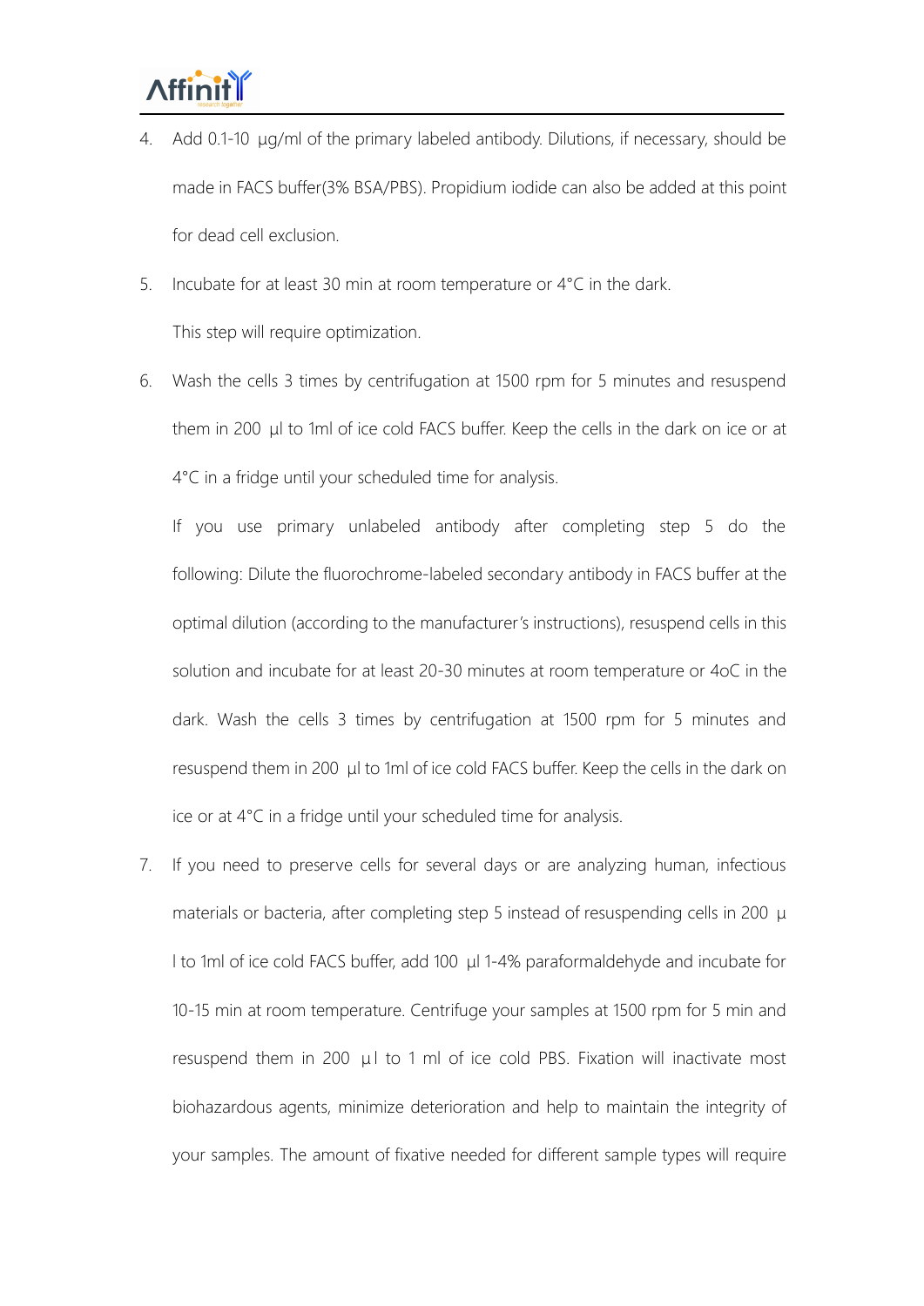4. Add 0.1-10 μg/ml of the primary labeled antibody. Dilutions, if necessary, should be made in FACS buffer(3% BSA/PBS). Propidium iodide can also be added at this point for dead cell exclusion.

5. Incubate for at least 30 min at room temperature or 4°C in the dark.

   This step will require optimization.

6. Wash the cells 3 times by centrifugation at 1500 rpm for 5 minutes and resuspend them in 200 μl to 1ml of ice cold FACS buffer. Keep the cells in the dark on ice or at 4°C in a fridge until your scheduled time for analysis.

   If you use primary unlabeled antibody after completing step 5 do the following: Dilute the fluorochrome-labeled secondary antibody in FACS buffer at the optimal dilution (according to the manufacturer's instructions), resuspend cells in this solution and incubate for at least 20-30 minutes at room temperature or 4oC in the dark. Wash the cells 3 times by centrifugation at 1500 rpm for 5 minutes and resuspend them in 200 μl to 1ml of ice cold FACS buffer. Keep the cells in the dark on ice or at 4°C in a fridge until your scheduled time for analysis.

7. If you need to preserve cells for several days or are analyzing human, infectious materials or bacteria, after completing step 5 instead of resuspending cells in 200 μl to 1ml of ice cold FACS buffer, add 100 μl 1-4% paraformaldehyde and incubate for 10-15 min at room temperature. Centrifuge your samples at 1500 rpm for 5 min and resuspend them in 200 μl to 1 ml of ice cold PBS. Fixation will inactivate most biohazardous agents, minimize deterioration and help to maintain the integrity of your samples. The amount of fixative needed for different sample types will require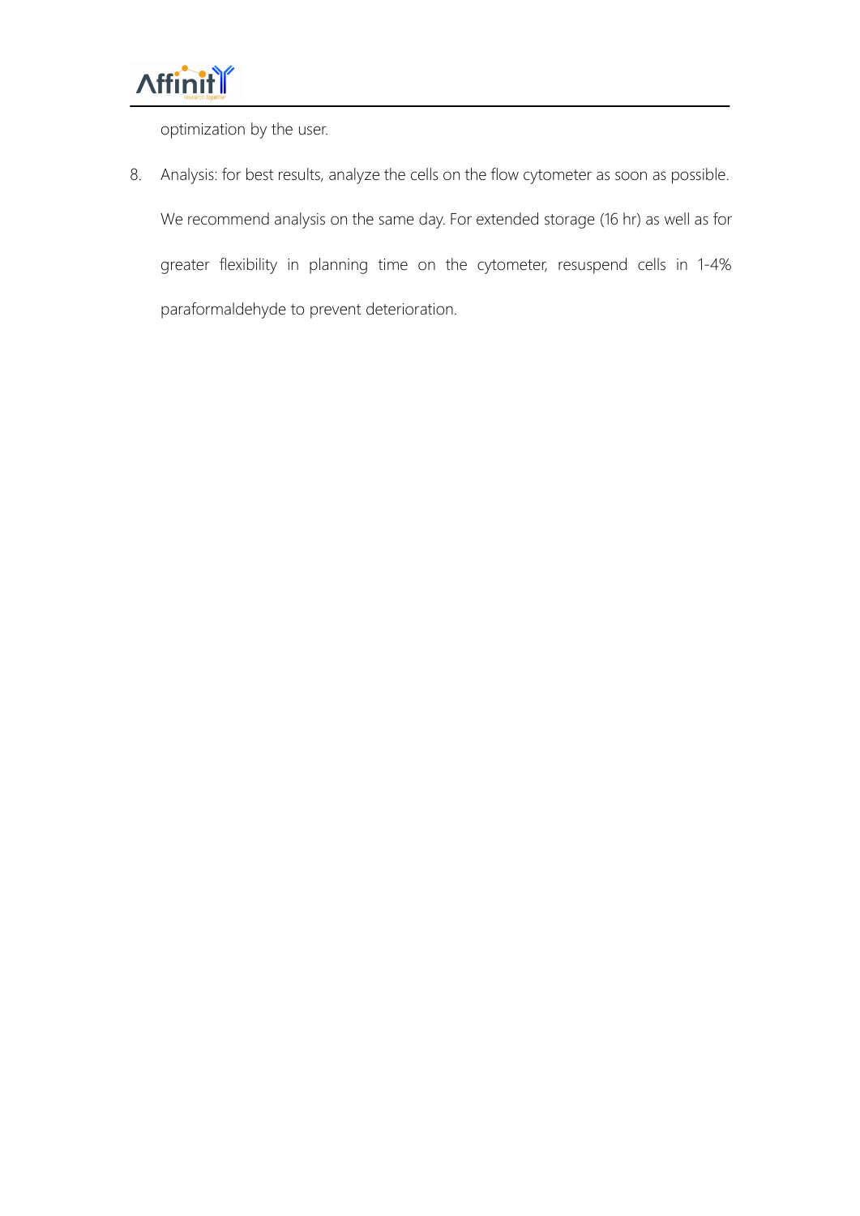optimization by the user.

8. Analysis: for best results, analyze the cells on the flow cytometer as soon as possible. We recommend analysis on the same day. For extended storage (16 hr) as well as for greater flexibility in planning time on the cytometer, resuspend cells in 1-4% paraformaldehyde to prevent deterioration.